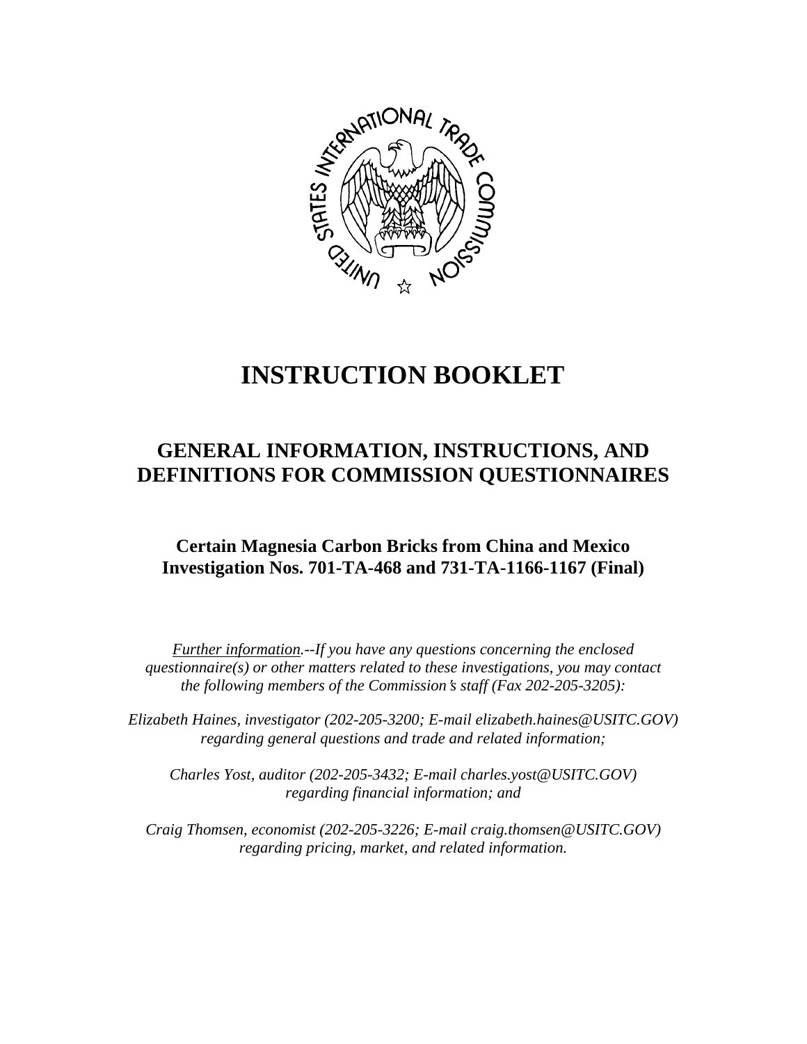# INSTRUCTION BOOKLET

## GENERAL INFORMATION, INSTRUCTIONS, AND DEFINITIONS FOR COMMISSION QUESTIONNAIRES

### Certain Magnesia Carbon Bricks from China and Mexico
### Investigation Nos. 701-TA-468 and 731-TA-1166-1167 (Final)

*Further information.--If you have any questions concerning the enclosed questionnaire(s) or other matters related to these investigations, you may contact the following members of the Commission's staff (Fax 202-205-3205):*

*Elizabeth Haines, investigator (202-205-3200; E-mail elizabeth.haines@USITC.GOV) regarding general questions and trade and related information;*

*Charles Yost, auditor (202-205-3432; E-mail charles.yost@USITC.GOV) regarding financial information; and*

*Craig Thomsen, economist (202-205-3226; E-mail craig.thomsen@USITC.GOV) regarding pricing, market, and related information.*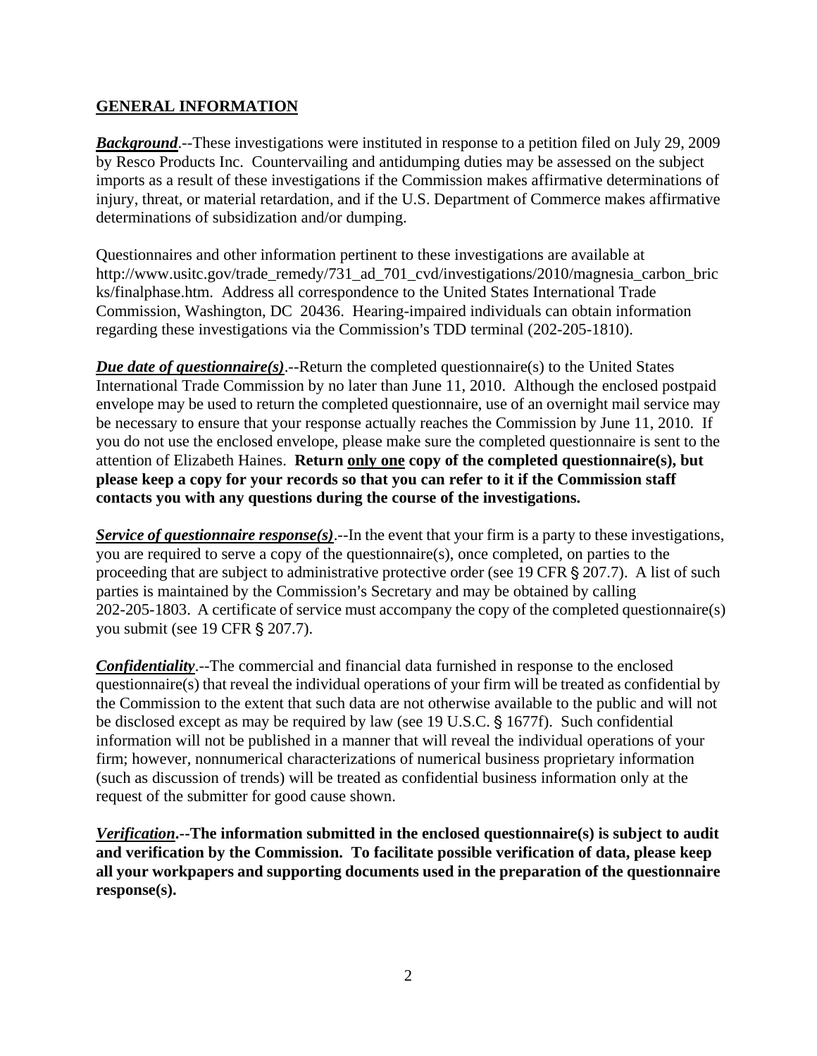## **GENERAL INFORMATION**

***Background***.--These investigations were instituted in response to a petition filed on July 29, 2009 by Resco Products Inc. Countervailing and antidumping duties may be assessed on the subject imports as a result of these investigations if the Commission makes affirmative determinations of injury, threat, or material retardation, and if the U.S. Department of Commerce makes affirmative determinations of subsidization and/or dumping.

Questionnaires and other information pertinent to these investigations are available at http://www.usitc.gov/trade_remedy/731_ad_701_cvd/investigations/2010/magnesia_carbon_bricks/finalphase.htm. Address all correspondence to the United States International Trade Commission, Washington, DC 20436. Hearing-impaired individuals can obtain information regarding these investigations via the Commission's TDD terminal (202-205-1810).

***Due date of questionnaire(s)***.--Return the completed questionnaire(s) to the United States International Trade Commission by no later than June 11, 2010. Although the enclosed postpaid envelope may be used to return the completed questionnaire, use of an overnight mail service may be necessary to ensure that your response actually reaches the Commission by June 11, 2010. If you do not use the enclosed envelope, please make sure the completed questionnaire is sent to the attention of Elizabeth Haines. **Return only one copy of the completed questionnaire(s), but please keep a copy for your records so that you can refer to it if the Commission staff contacts you with any questions during the course of the investigations.**

***Service of questionnaire response(s)***.--In the event that your firm is a party to these investigations, you are required to serve a copy of the questionnaire(s), once completed, on parties to the proceeding that are subject to administrative protective order (see 19 CFR § 207.7). A list of such parties is maintained by the Commission's Secretary and may be obtained by calling 202-205-1803. A certificate of service must accompany the copy of the completed questionnaire(s) you submit (see 19 CFR § 207.7).

***Confidentiality***.--The commercial and financial data furnished in response to the enclosed questionnaire(s) that reveal the individual operations of your firm will be treated as confidential by the Commission to the extent that such data are not otherwise available to the public and will not be disclosed except as may be required by law (see 19 U.S.C. § 1677f). Such confidential information will not be published in a manner that will reveal the individual operations of your firm; however, nonnumerical characterizations of numerical business proprietary information (such as discussion of trends) will be treated as confidential business information only at the request of the submitter for good cause shown.

***Verification*.--The information submitted in the enclosed questionnaire(s) is subject to audit and verification by the Commission. To facilitate possible verification of data, please keep all your workpapers and supporting documents used in the preparation of the questionnaire response(s).**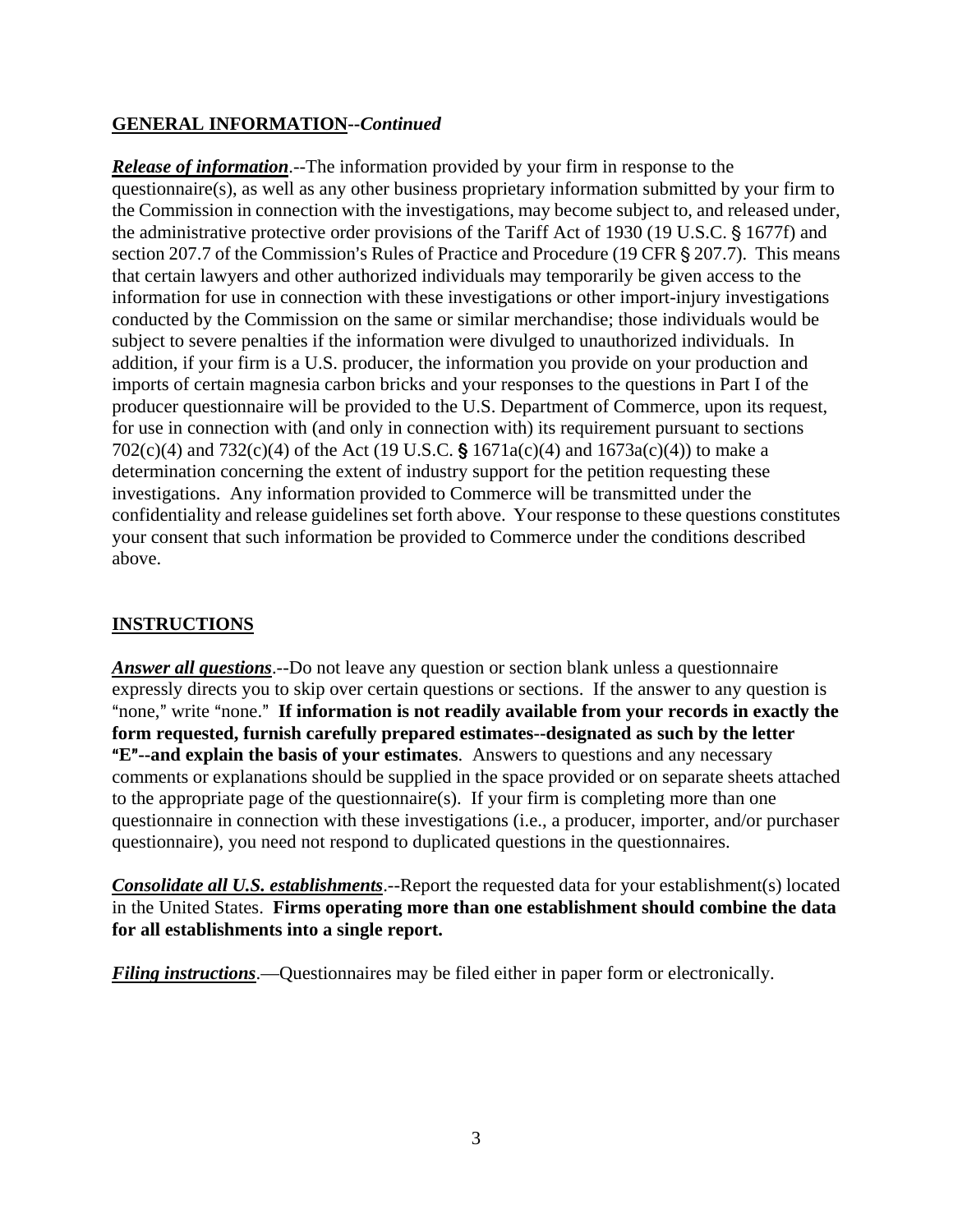**GENERAL INFORMATION--*Continued***

***Release of information***.--The information provided by your firm in response to the questionnaire(s), as well as any other business proprietary information submitted by your firm to the Commission in connection with the investigations, may become subject to, and released under, the administrative protective order provisions of the Tariff Act of 1930 (19 U.S.C. § 1677f) and section 207.7 of the Commission's Rules of Practice and Procedure (19 CFR § 207.7). This means that certain lawyers and other authorized individuals may temporarily be given access to the information for use in connection with these investigations or other import-injury investigations conducted by the Commission on the same or similar merchandise; those individuals would be subject to severe penalties if the information were divulged to unauthorized individuals. In addition, if your firm is a U.S. producer, the information you provide on your production and imports of certain magnesia carbon bricks and your responses to the questions in Part I of the producer questionnaire will be provided to the U.S. Department of Commerce, upon its request, for use in connection with (and only in connection with) its requirement pursuant to sections 702(c)(4) and 732(c)(4) of the Act (19 U.S.C. § 1671a(c)(4) and 1673a(c)(4)) to make a determination concerning the extent of industry support for the petition requesting these investigations. Any information provided to Commerce will be transmitted under the confidentiality and release guidelines set forth above. Your response to these questions constitutes your consent that such information be provided to Commerce under the conditions described above.

**INSTRUCTIONS**

***Answer all questions***.--Do not leave any question or section blank unless a questionnaire expressly directs you to skip over certain questions or sections. If the answer to any question is "none," write "none." **If information is not readily available from your records in exactly the form requested, furnish carefully prepared estimates--designated as such by the letter "E"--and explain the basis of your estimates**. Answers to questions and any necessary comments or explanations should be supplied in the space provided or on separate sheets attached to the appropriate page of the questionnaire(s). If your firm is completing more than one questionnaire in connection with these investigations (i.e., a producer, importer, and/or purchaser questionnaire), you need not respond to duplicated questions in the questionnaires.

***Consolidate all U.S. establishments***.--Report the requested data for your establishment(s) located in the United States. **Firms operating more than one establishment should combine the data for all establishments into a single report.**

***Filing instructions***.—Questionnaires may be filed either in paper form or electronically.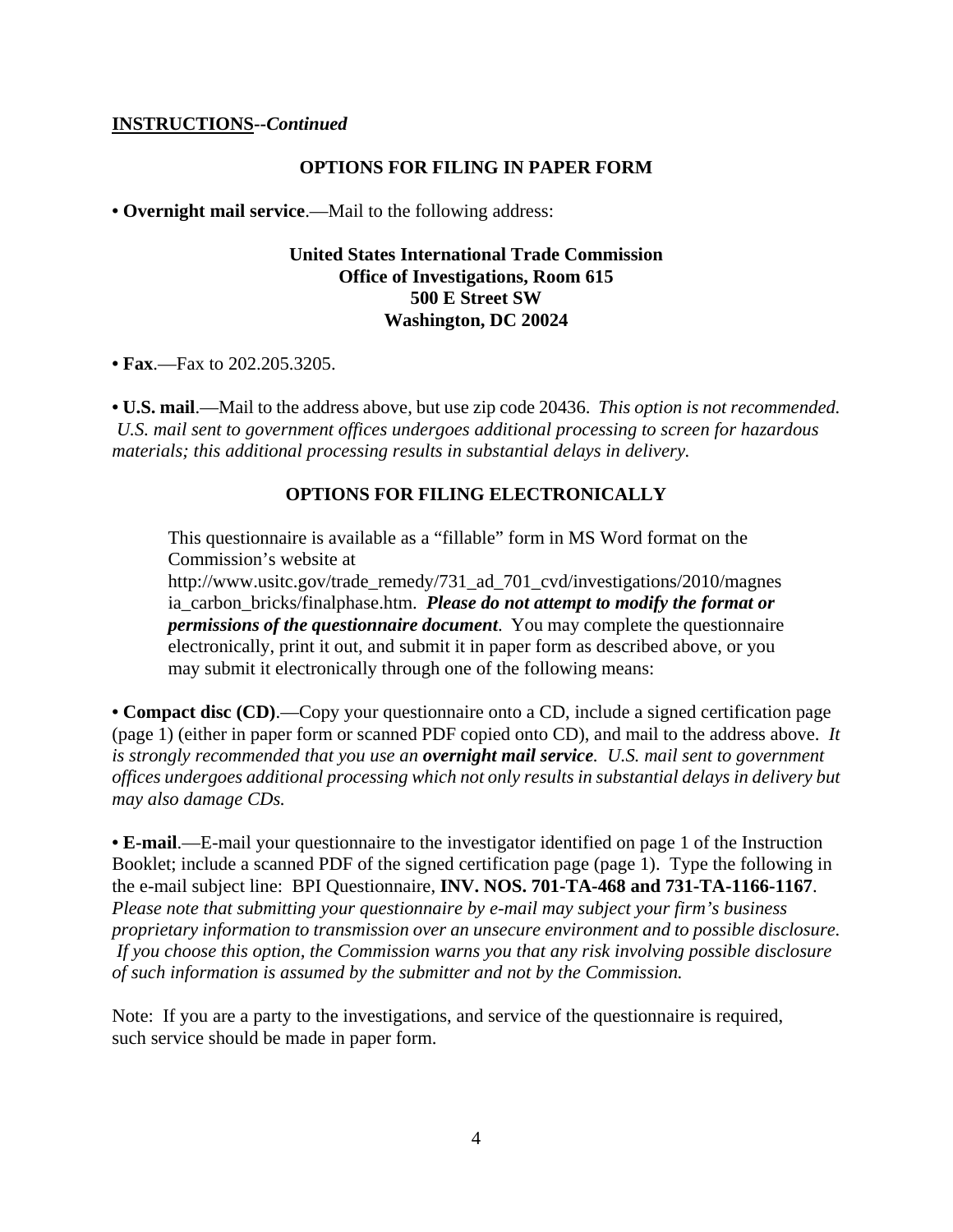**<u>INSTRUCTIONS</u>--*Continued***

**OPTIONS FOR FILING IN PAPER FORM**

**• Overnight mail service**.—Mail to the following address:

**United States International Trade Commission**
**Office of Investigations, Room 615**
**500 E Street SW**
**Washington, DC 20024**

**• Fax**.—Fax to 202.205.3205.

**• U.S. mail**.—Mail to the address above, but use zip code 20436. *This option is not recommended. U.S. mail sent to government offices undergoes additional processing to screen for hazardous materials; this additional processing results in substantial delays in delivery.*

**OPTIONS FOR FILING ELECTRONICALLY**

> This questionnaire is available as a "fillable" form in MS Word format on the Commission's website at http://www.usitc.gov/trade_remedy/731_ad_701_cvd/investigations/2010/magnesia_carbon_bricks/finalphase.htm. ***Please do not attempt to modify the format or permissions of the questionnaire document***. You may complete the questionnaire electronically, print it out, and submit it in paper form as described above, or you may submit it electronically through one of the following means:

**• Compact disc (CD)**.—Copy your questionnaire onto a CD, include a signed certification page (page 1) (either in paper form or scanned PDF copied onto CD), and mail to the address above. *It is strongly recommended that you use an **overnight mail service**. U.S. mail sent to government offices undergoes additional processing which not only results in substantial delays in delivery but may also damage CDs.*

**• E-mail**.—E-mail your questionnaire to the investigator identified on page 1 of the Instruction Booklet; include a scanned PDF of the signed certification page (page 1). Type the following in the e-mail subject line: BPI Questionnaire, **INV. NOS. 701-TA-468 and 731-TA-1166-1167**. *Please note that submitting your questionnaire by e-mail may subject your firm's business proprietary information to transmission over an unsecure environment and to possible disclosure. If you choose this option, the Commission warns you that any risk involving possible disclosure of such information is assumed by the submitter and not by the Commission.*

Note: If you are a party to the investigations, and service of the questionnaire is required, such service should be made in paper form.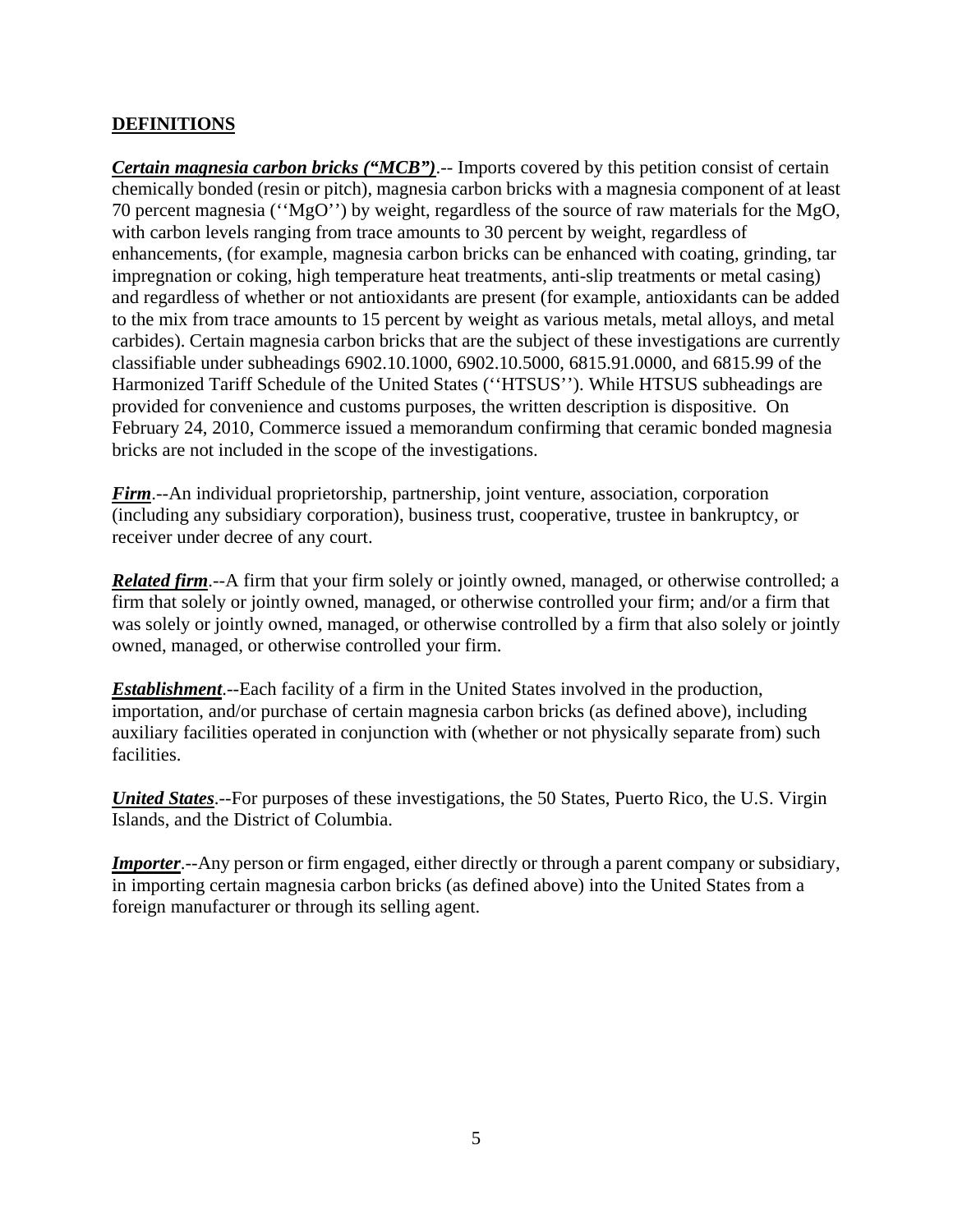## DEFINITIONS

***Certain magnesia carbon bricks ("MCB")***.-- Imports covered by this petition consist of certain chemically bonded (resin or pitch), magnesia carbon bricks with a magnesia component of at least 70 percent magnesia (''MgO'') by weight, regardless of the source of raw materials for the MgO, with carbon levels ranging from trace amounts to 30 percent by weight, regardless of enhancements, (for example, magnesia carbon bricks can be enhanced with coating, grinding, tar impregnation or coking, high temperature heat treatments, anti-slip treatments or metal casing) and regardless of whether or not antioxidants are present (for example, antioxidants can be added to the mix from trace amounts to 15 percent by weight as various metals, metal alloys, and metal carbides). Certain magnesia carbon bricks that are the subject of these investigations are currently classifiable under subheadings 6902.10.1000, 6902.10.5000, 6815.91.0000, and 6815.99 of the Harmonized Tariff Schedule of the United States (''HTSUS''). While HTSUS subheadings are provided for convenience and customs purposes, the written description is dispositive. On February 24, 2010, Commerce issued a memorandum confirming that ceramic bonded magnesia bricks are not included in the scope of the investigations.

***Firm***.--An individual proprietorship, partnership, joint venture, association, corporation (including any subsidiary corporation), business trust, cooperative, trustee in bankruptcy, or receiver under decree of any court.

***Related firm***.--A firm that your firm solely or jointly owned, managed, or otherwise controlled; a firm that solely or jointly owned, managed, or otherwise controlled your firm; and/or a firm that was solely or jointly owned, managed, or otherwise controlled by a firm that also solely or jointly owned, managed, or otherwise controlled your firm.

***Establishment***.--Each facility of a firm in the United States involved in the production, importation, and/or purchase of certain magnesia carbon bricks (as defined above), including auxiliary facilities operated in conjunction with (whether or not physically separate from) such facilities.

***United States***.--For purposes of these investigations, the 50 States, Puerto Rico, the U.S. Virgin Islands, and the District of Columbia.

***Importer***.--Any person or firm engaged, either directly or through a parent company or subsidiary, in importing certain magnesia carbon bricks (as defined above) into the United States from a foreign manufacturer or through its selling agent.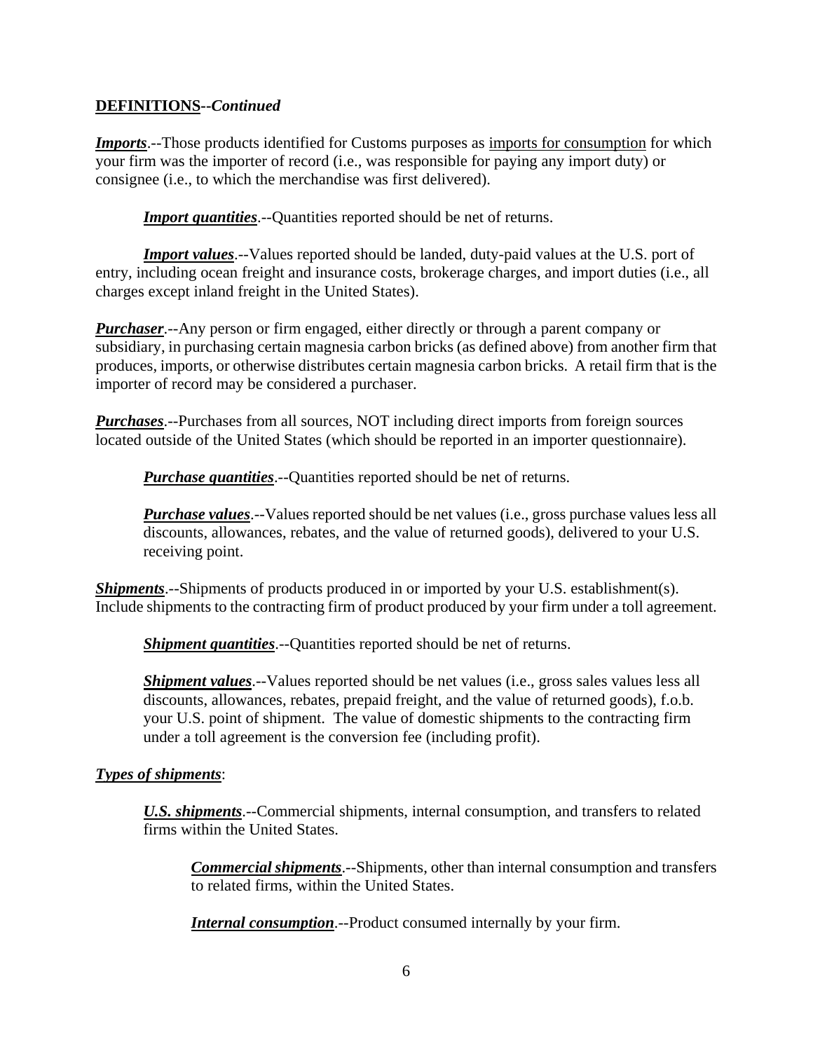**DEFINITIONS--*Continued***

***Imports***.--Those products identified for Customs purposes as imports for consumption for which your firm was the importer of record (i.e., was responsible for paying any import duty) or consignee (i.e., to which the merchandise was first delivered).

> ***Import quantities***.--Quantities reported should be net of returns.
>
> ***Import values***.--Values reported should be landed, duty-paid values at the U.S. port of entry, including ocean freight and insurance costs, brokerage charges, and import duties (i.e., all charges except inland freight in the United States).

***Purchaser***.--Any person or firm engaged, either directly or through a parent company or subsidiary, in purchasing certain magnesia carbon bricks (as defined above) from another firm that produces, imports, or otherwise distributes certain magnesia carbon bricks. A retail firm that is the importer of record may be considered a purchaser.

***Purchases***.--Purchases from all sources, NOT including direct imports from foreign sources located outside of the United States (which should be reported in an importer questionnaire).

> ***Purchase quantities***.--Quantities reported should be net of returns.
>
> ***Purchase values***.--Values reported should be net values (i.e., gross purchase values less all discounts, allowances, rebates, and the value of returned goods), delivered to your U.S. receiving point.

***Shipments***.--Shipments of products produced in or imported by your U.S. establishment(s). Include shipments to the contracting firm of product produced by your firm under a toll agreement.

> ***Shipment quantities***.--Quantities reported should be net of returns.
>
> ***Shipment values***.--Values reported should be net values (i.e., gross sales values less all discounts, allowances, rebates, prepaid freight, and the value of returned goods), f.o.b. your U.S. point of shipment. The value of domestic shipments to the contracting firm under a toll agreement is the conversion fee (including profit).

***Types of shipments***:

> ***U.S. shipments***.--Commercial shipments, internal consumption, and transfers to related firms within the United States.
>
> > ***Commercial shipments***.--Shipments, other than internal consumption and transfers to related firms, within the United States.
> >
> > ***Internal consumption***.--Product consumed internally by your firm.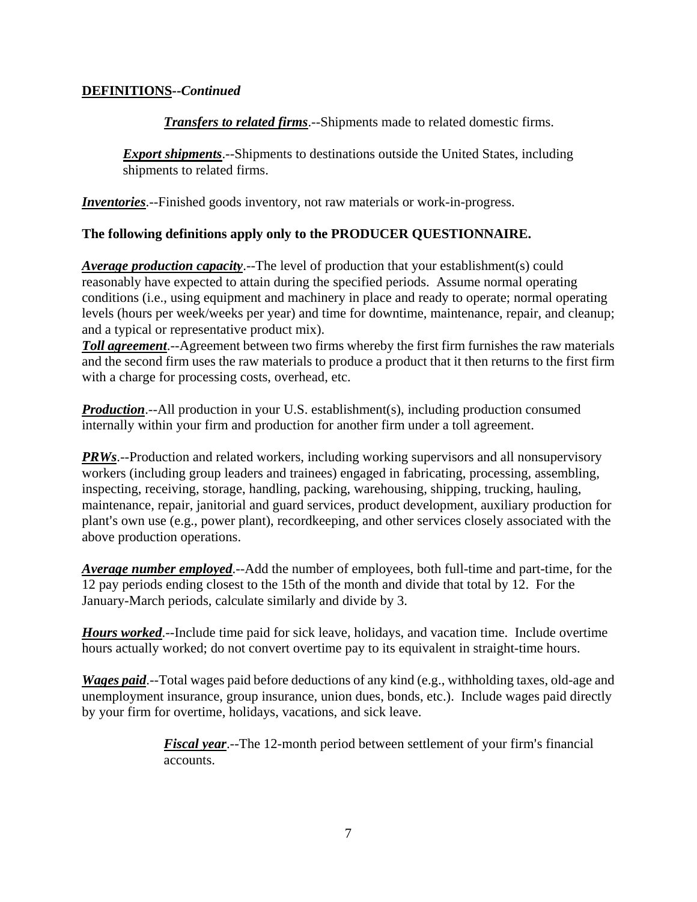**DEFINITIONS--*Continued***

***Transfers to related firms***.--Shipments made to related domestic firms.

***Export shipments***.--Shipments to destinations outside the United States, including shipments to related firms.

***Inventories***.--Finished goods inventory, not raw materials or work-in-progress.

**The following definitions apply only to the PRODUCER QUESTIONNAIRE.**

***Average production capacity***.--The level of production that your establishment(s) could reasonably have expected to attain during the specified periods. Assume normal operating conditions (i.e., using equipment and machinery in place and ready to operate; normal operating levels (hours per week/weeks per year) and time for downtime, maintenance, repair, and cleanup; and a typical or representative product mix).

***Toll agreement***.--Agreement between two firms whereby the first firm furnishes the raw materials and the second firm uses the raw materials to produce a product that it then returns to the first firm with a charge for processing costs, overhead, etc.

***Production***.--All production in your U.S. establishment(s), including production consumed internally within your firm and production for another firm under a toll agreement.

***PRWs***.--Production and related workers, including working supervisors and all nonsupervisory workers (including group leaders and trainees) engaged in fabricating, processing, assembling, inspecting, receiving, storage, handling, packing, warehousing, shipping, trucking, hauling, maintenance, repair, janitorial and guard services, product development, auxiliary production for plant's own use (e.g., power plant), recordkeeping, and other services closely associated with the above production operations.

***Average number employed***.--Add the number of employees, both full-time and part-time, for the 12 pay periods ending closest to the 15th of the month and divide that total by 12. For the January-March periods, calculate similarly and divide by 3.

***Hours worked***.--Include time paid for sick leave, holidays, and vacation time. Include overtime hours actually worked; do not convert overtime pay to its equivalent in straight-time hours.

***Wages paid***.--Total wages paid before deductions of any kind (e.g., withholding taxes, old-age and unemployment insurance, group insurance, union dues, bonds, etc.). Include wages paid directly by your firm for overtime, holidays, vacations, and sick leave.

***Fiscal year***.--The 12-month period between settlement of your firm's financial accounts.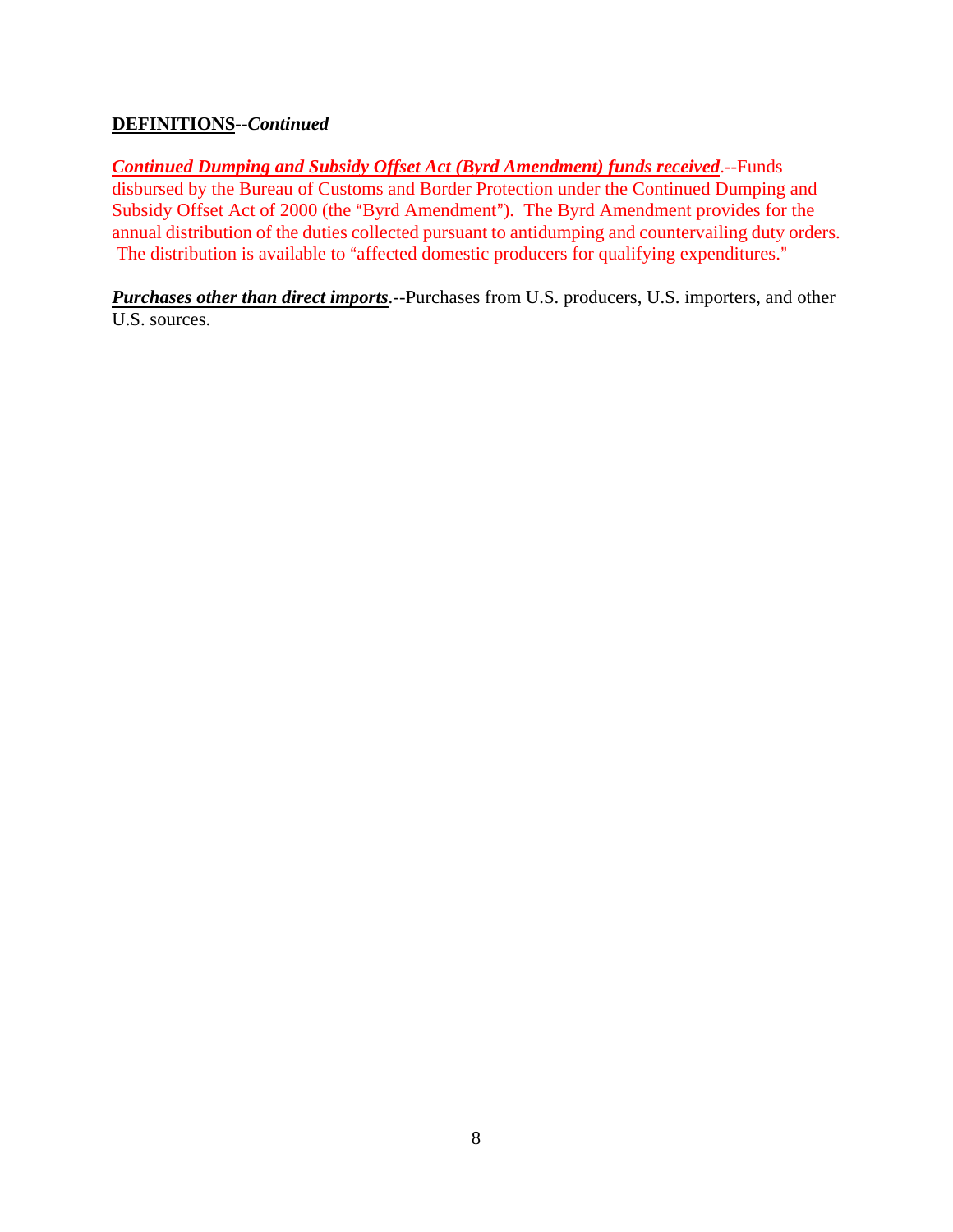**DEFINITIONS**--***Continued***

***Continued Dumping and Subsidy Offset Act (Byrd Amendment) funds received***.--Funds disbursed by the Bureau of Customs and Border Protection under the Continued Dumping and Subsidy Offset Act of 2000 (the "Byrd Amendment"). The Byrd Amendment provides for the annual distribution of the duties collected pursuant to antidumping and countervailing duty orders. The distribution is available to "affected domestic producers for qualifying expenditures."

***Purchases other than direct imports***.--Purchases from U.S. producers, U.S. importers, and other U.S. sources.